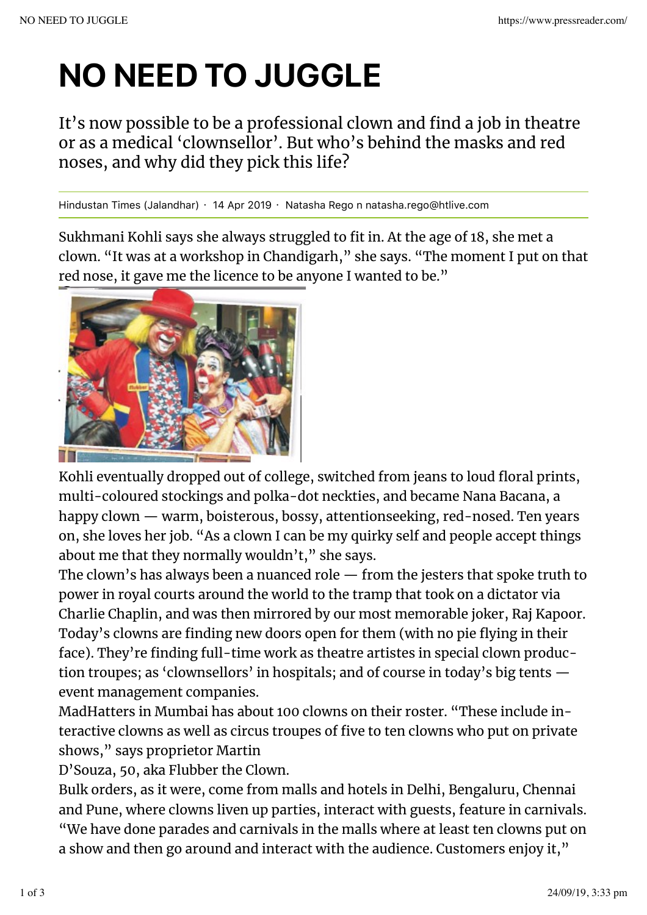# NO NEED TO JUGGLE

It's now possible to be a professional clown and find a job in theatre or as a medical 'clownsellor'. But who's behind the masks and red noses, and why did they pick this life?

Hindustan Times (Jalandhar) · 14 Apr 2019 · Natasha Rego n natasha.rego@htlive.com

Sukhmani Kohli says she always struggled to fit in. At the age of 18, she met a clown. "It was at a workshop in Chandigarh," she says. "The moment I put on that red nose, it gave me the licence to be anyone I wanted to be."

Kohli eventually dropped out of college, switched from jeans to loud floral prints, multi-coloured stockings and polka-dot neckties, and became Nana Bacana, a happy clown — warm, boisterous, bossy, attentionseeking, red-nosed. Ten years on, she loves her job. "As a clown I can be my quirky self and people accept things about me that they normally wouldn't," she says.

The clown's has always been a nuanced role — from the jesters that spoke truth to power in royal courts around the world to the tramp that took on a dictator via Charlie Chaplin, and was then mirrored by our most memorable joker, Raj Kapoor. Today's clowns are finding new doors open for them (with no pie flying in their face). They're finding full-time work as theatre artistes in special clown production troupes; as 'clownsellors' in hospitals; and of course in today's big tents — event management companies.

MadHatters in Mumbai has about 100 clowns on their roster. "These include interactive clowns as well as circus troupes of five to ten clowns who put on private shows," says proprietor Martin D'Souza, 50, aka Flubber the Clown.

Bulk orders, as it were, come from malls and hotels in Delhi, Bengaluru, Chennai and Pune, where clowns liven up parties, interact with guests, feature in carnivals. "We have done parades and carnivals in the malls where at least ten clowns put on a show and then go around and interact with the audience. Customers enjoy it,"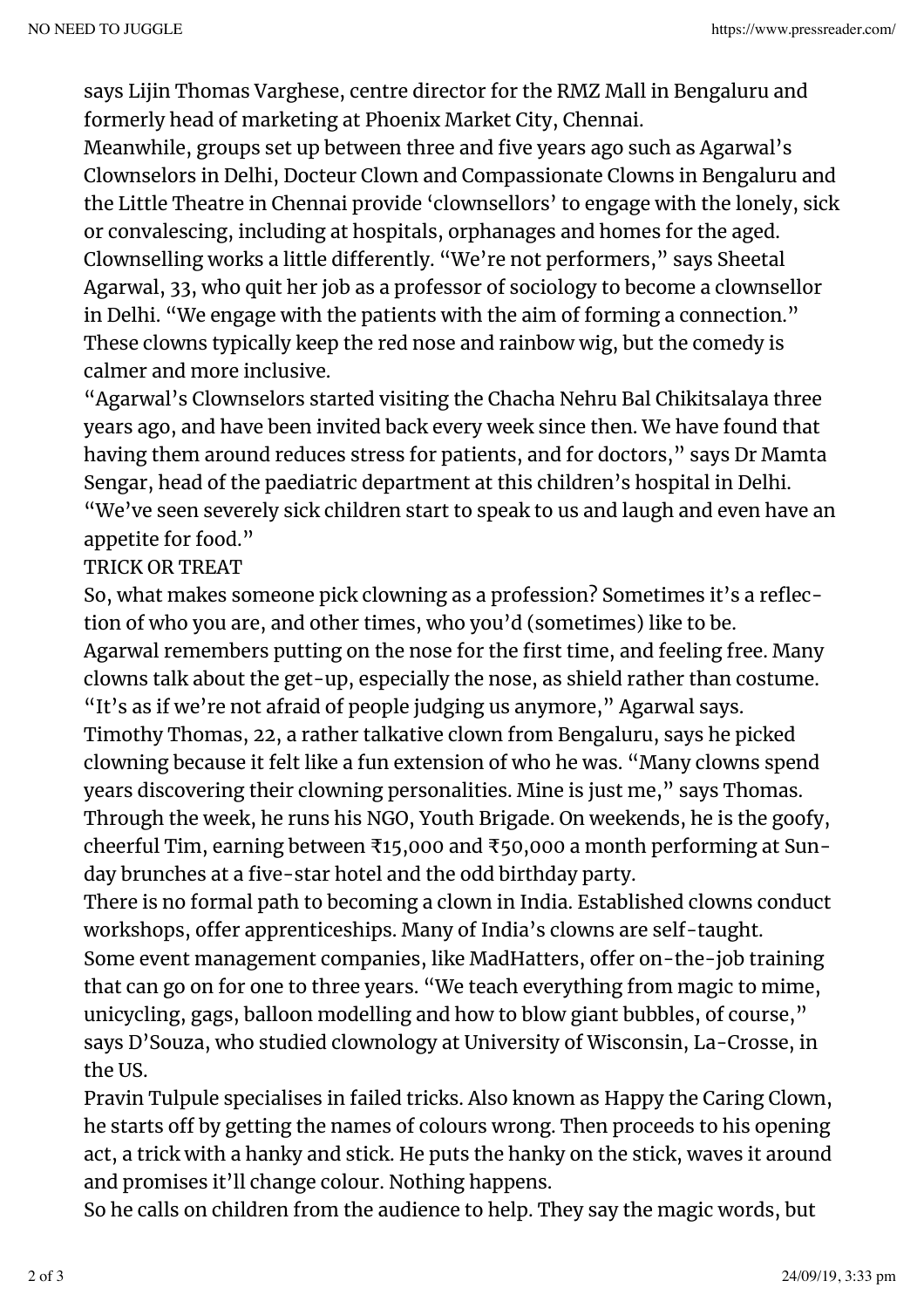says Lijin Thomas Varghese, centre director for the RMZ Mall in Bengaluru and formerly head of marketing at Phoenix Market City, Chennai.

Meanwhile, groups set up between three and five years ago such as Agarwal's Clownselors in Delhi, Docteur Clown and Compassionate Clowns in Bengaluru and the Little Theatre in Chennai provide 'clownsellors' to engage with the lonely, sick or convalescing, including at hospitals, orphanages and homes for the aged.

Clownselling works a little differently. "We're not performers," says Sheetal Agarwal, 33, who quit her job as a professor of sociology to become a clownsellor in Delhi. "We engage with the patients with the aim of forming a connection." These clowns typically keep the red nose and rainbow wig, but the comedy is calmer and more inclusive.

"Agarwal's Clownselors started visiting the Chacha Nehru Bal Chikitsalaya three years ago, and have been invited back every week since then. We have found that having them around reduces stress for patients, and for doctors," says Dr Mamta Sengar, head of the paediatric department at this children's hospital in Delhi. "We've seen severely sick children start to speak to us and laugh and even have an appetite for food."

## TRICK OR TREAT

So, what makes someone pick clowning as a profession? Sometimes it's a reflection of who you are, and other times, who you'd (sometimes) like to be.

Agarwal remembers putting on the nose for the first time, and feeling free. Many clowns talk about the get-up, especially the nose, as shield rather than costume. "It's as if we're not afraid of people judging us anymore," Agarwal says.

Timothy Thomas, 22, a rather talkative clown from Bengaluru, says he picked clowning because it felt like a fun extension of who he was. "Many clowns spend years discovering their clowning personalities. Mine is just me," says Thomas.

Through the week, he runs his NGO, Youth Brigade. On weekends, he is the goofy, cheerful Tim, earning between ₹15,000 and ₹50,000 a month performing at Sunday brunches at a five-star hotel and the odd birthday party.

There is no formal path to becoming a clown in India. Established clowns conduct workshops, offer apprenticeships. Many of India's clowns are self-taught.

Some event management companies, like MadHatters, offer on-the-job training that can go on for one to three years. "We teach everything from magic to mime, unicycling, gags, balloon modelling and how to blow giant bubbles, of course," says D'Souza, who studied clownology at University of Wisconsin, La-Crosse, in the US.

Pravin Tulpule specialises in failed tricks. Also known as Happy the Caring Clown, he starts off by getting the names of colours wrong. Then proceeds to his opening act, a trick with a hanky and stick. He puts the hanky on the stick, waves it around and promises it'll change colour. Nothing happens.

So he calls on children from the audience to help. They say the magic words, but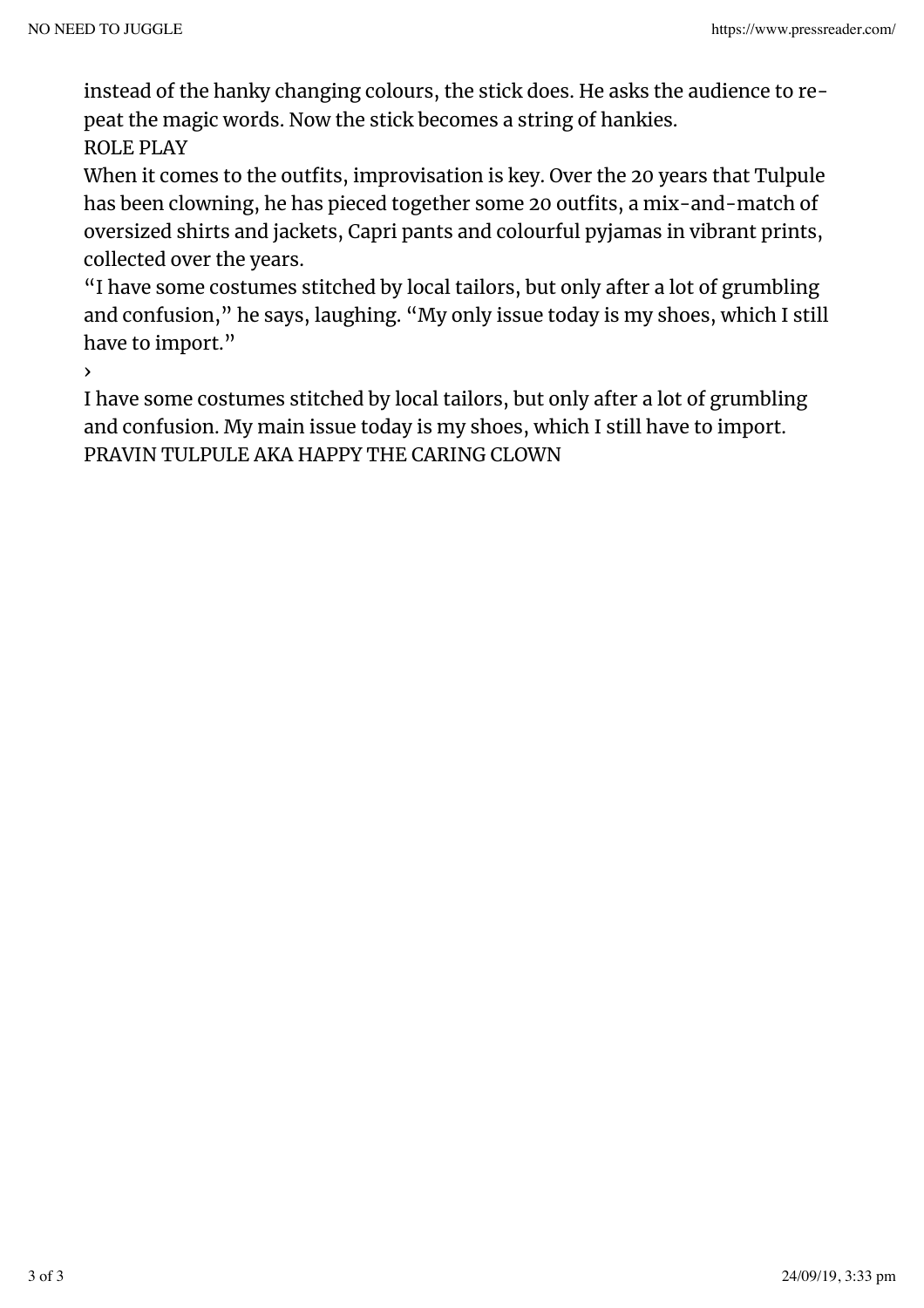instead of the hanky changing colours, the stick does. He asks the audience to repeat the magic words. Now the stick becomes a string of hankies.

ROLE PLAY

When it comes to the outfits, improvisation is key. Over the 20 years that Tulpule has been clowning, he has pieced together some 20 outfits, a mix-and-match of oversized shirts and jackets, Capri pants and colourful pyjamas in vibrant prints, collected over the years.

"I have some costumes stitched by local tailors, but only after a lot of grumbling and confusion," he says, laughing. "My only issue today is my shoes, which I still have to import."

›

I have some costumes stitched by local tailors, but only after a lot of grumbling and confusion. My main issue today is my shoes, which I still have to import.

PRAVIN TULPULE AKA HAPPY THE CARING CLOWN